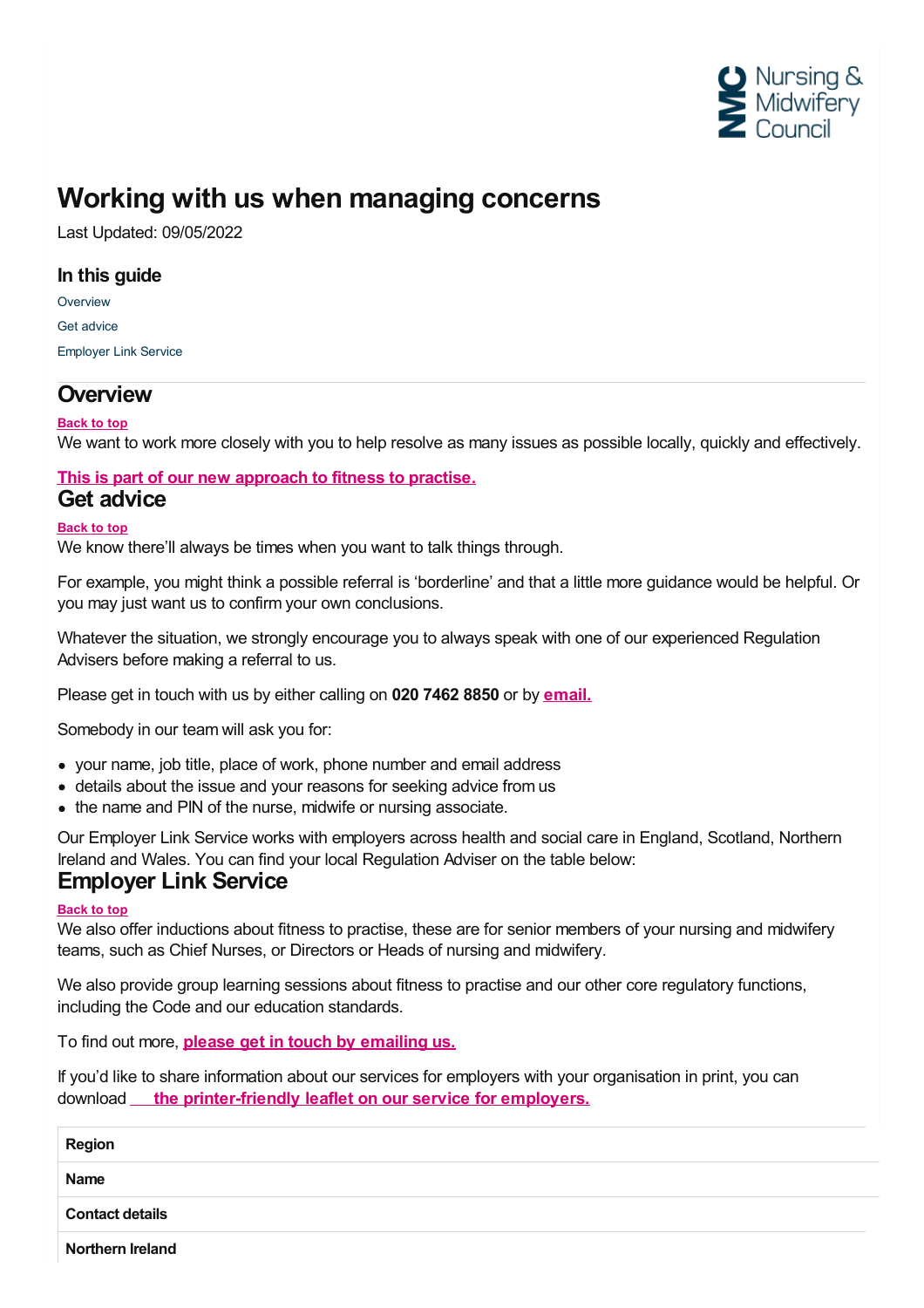# Working with us when managing concerns

Last Updated: 09/05/2022

## In this guide

Overview

Get advice

Employer Link Service

## Overview

**Back to top**

We want to work more closely with you to help resolve as many issues as possible locally, quickly and effectively.

**This is part of our new approach to fitness to practise.**

## Get advice

**Back to top**

We know there'll always be times when you want to talk things through.

For example, you might think a possible referral is 'borderline' and that a little more guidance would be helpful. Or you may just want us to confirm your own conclusions.

Whatever the situation, we strongly encourage you to always speak with one of our experienced Regulation Advisers before making a referral to us.

Please get in touch with us by either calling on **020 7462 8850** or by **email.**

Somebody in our team will ask you for:

- your name, job title, place of work, phone number and email address
- details about the issue and your reasons for seeking advice from us
- the name and PIN of the nurse, midwife or nursing associate.

Our Employer Link Service works with employers across health and social care in England, Scotland, Northern Ireland and Wales. You can find your local Regulation Adviser on the table below:

## Employer Link Service

**Back to top**

We also offer inductions about fitness to practise, these are for senior members of your nursing and midwifery teams, such as Chief Nurses, or Directors or Heads of nursing and midwifery.

We also provide group learning sessions about fitness to practise and our other core regulatory functions, including the Code and our education standards.

To find out more, **please get in touch by emailing us.**

If you'd like to share information about our services for employers with your organisation in print, you can download **the printer-friendly leaflet on our service for employers.**

| Region |
|---|
| Name |
| Contact details |
| Northern Ireland |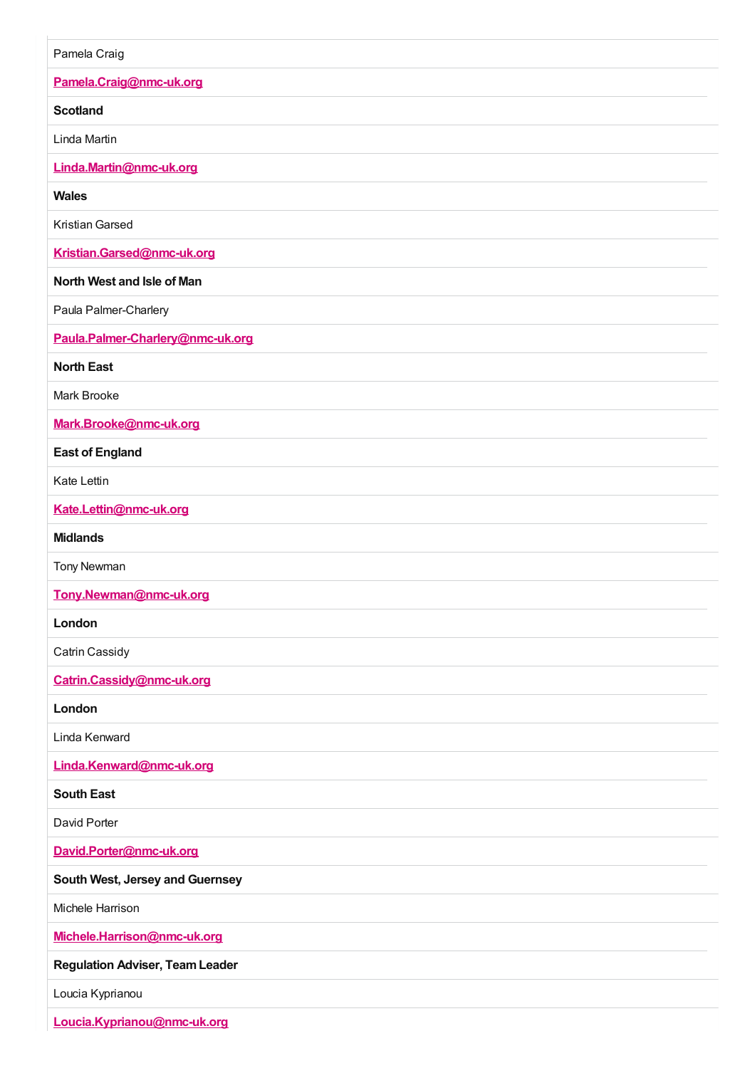Pamela Craig

[Pamela.Craig@nmc-uk.org](mailto:Pamela.Craig@nmc-uk.org)

**Scotland**

Linda Martin

[Linda.Martin@nmc-uk.org](mailto:Linda.Martin@nmc-uk.org)

**Wales**

Kristian Garsed

[Kristian.Garsed@nmc-uk.org](mailto:Kristian.Garsed@nmc-uk.org)

**North West and Isle of Man**

Paula Palmer-Charlery

[Paula.Palmer-Charlery@nmc-uk.org](mailto:Paula.Palmer-Charlery@nmc-uk.org)

**North East**

Mark Brooke

[Mark.Brooke@nmc-uk.org](mailto:Mark.Brooke@nmc-uk.org)

**East of England**

Kate Lettin

[Kate.Lettin@nmc-uk.org](mailto:Kate.Lettin@nmc-uk.org)

**Midlands**

Tony Newman

[Tony.Newman@nmc-uk.org](mailto:Tony.Newman@nmc-uk.org)

**London**

Catrin Cassidy

[Catrin.Cassidy@nmc-uk.org](mailto:Catrin.Cassidy@nmc-uk.org)

**London**

Linda Kenward

[Linda.Kenward@nmc-uk.org](mailto:Linda.Kenward@nmc-uk.org)

**South East**

David Porter

[David.Porter@nmc-uk.org](mailto:David.Porter@nmc-uk.org)

**South West, Jersey and Guernsey**

Michele Harrison

[Michele.Harrison@nmc-uk.org](mailto:Michele.Harrison@nmc-uk.org)

**Regulation Adviser, Team Leader**

Loucia Kyprianou

[Loucia.Kyprianou@nmc-uk.org](mailto:Loucia.Kyprianou@nmc-uk.org)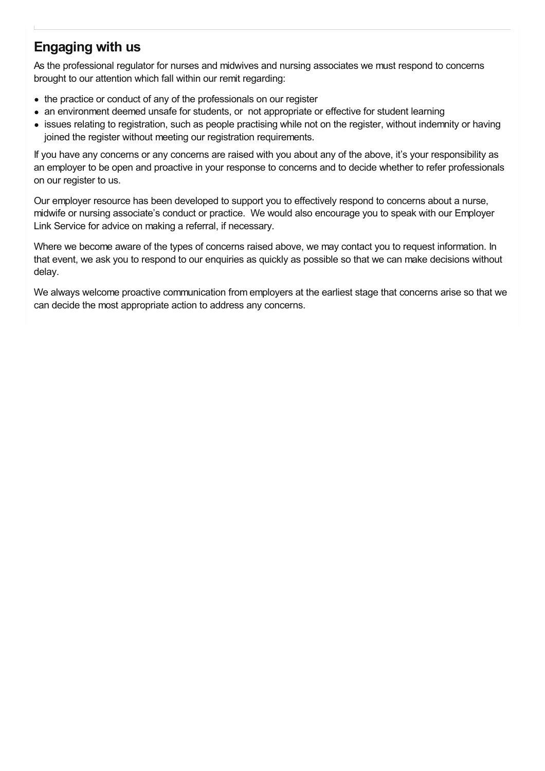## Engaging with us

As the professional regulator for nurses and midwives and nursing associates we must respond to concerns brought to our attention which fall within our remit regarding:

- the practice or conduct of any of the professionals on our register
- an environment deemed unsafe for students, or not appropriate or effective for student learning
- issues relating to registration, such as people practising while not on the register, without indemnity or having joined the register without meeting our registration requirements.

If you have any concerns or any concerns are raised with you about any of the above, it's your responsibility as an employer to be open and proactive in your response to concerns and to decide whether to refer professionals on our register to us.

Our employer resource has been developed to support you to effectively respond to concerns about a nurse, midwife or nursing associate's conduct or practice. We would also encourage you to speak with our Employer Link Service for advice on making a referral, if necessary.

Where we become aware of the types of concerns raised above, we may contact you to request information. In that event, we ask you to respond to our enquiries as quickly as possible so that we can make decisions without delay.

We always welcome proactive communication from employers at the earliest stage that concerns arise so that we can decide the most appropriate action to address any concerns.